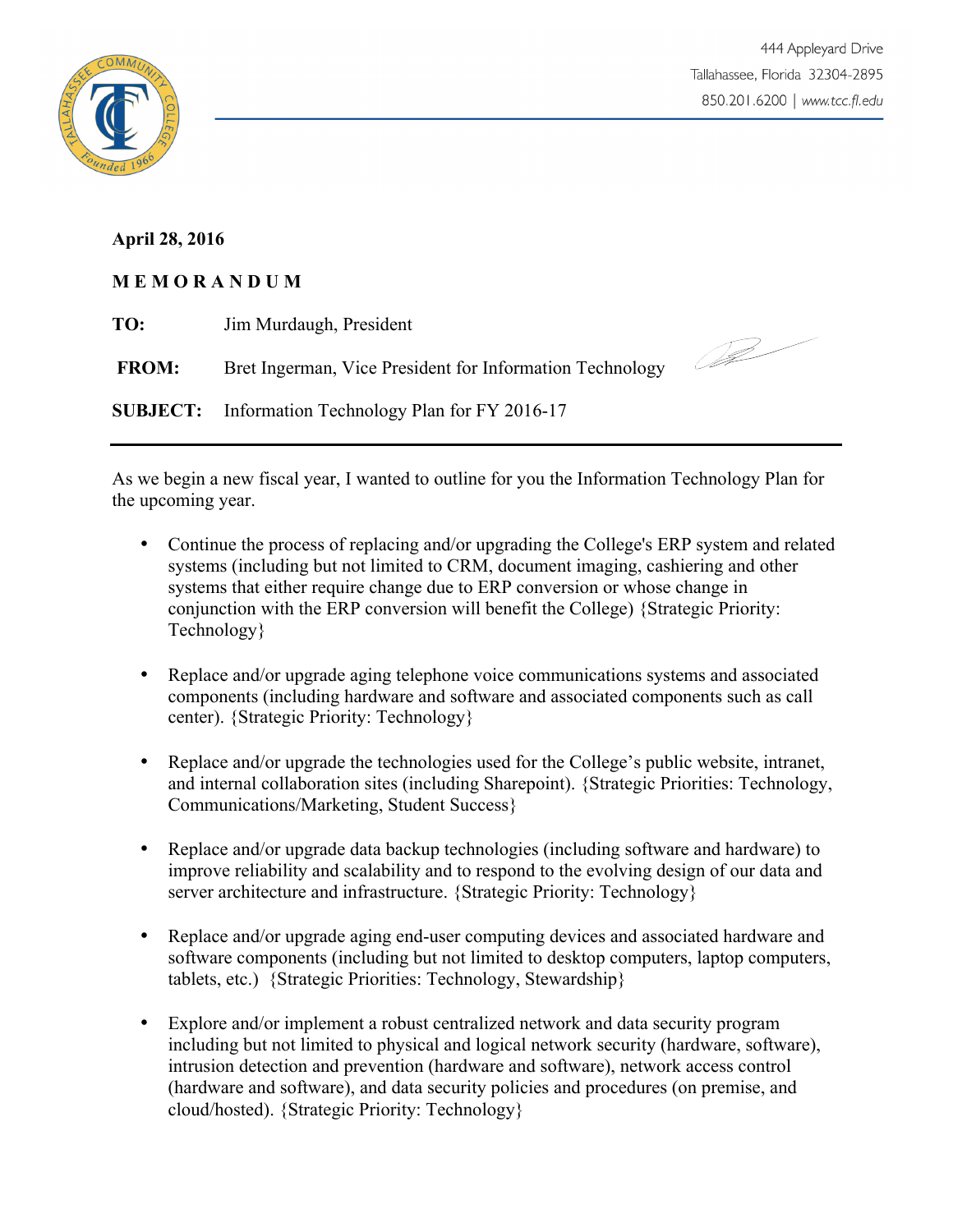444 Appleyard Drive
Tallahassee, Florida 32304-2895
850.201.6200 | www.tcc.fl.edu

**April 28, 2016**

**M E M O R A N D U M**

**TO:** Jim Murdaugh, President

**FROM:** Bret Ingerman, Vice President for Information Technology

**SUBJECT:** Information Technology Plan for FY 2016-17

---

As we begin a new fiscal year, I wanted to outline for you the Information Technology Plan for the upcoming year.

- Continue the process of replacing and/or upgrading the College's ERP system and related systems (including but not limited to CRM, document imaging, cashiering and other systems that either require change due to ERP conversion or whose change in conjunction with the ERP conversion will benefit the College) {Strategic Priority: Technology}

- Replace and/or upgrade aging telephone voice communications systems and associated components (including hardware and software and associated components such as call center). {Strategic Priority: Technology}

- Replace and/or upgrade the technologies used for the College's public website, intranet, and internal collaboration sites (including Sharepoint). {Strategic Priorities: Technology, Communications/Marketing, Student Success}

- Replace and/or upgrade data backup technologies (including software and hardware) to improve reliability and scalability and to respond to the evolving design of our data and server architecture and infrastructure. {Strategic Priority: Technology}

- Replace and/or upgrade aging end-user computing devices and associated hardware and software components (including but not limited to desktop computers, laptop computers, tablets, etc.) {Strategic Priorities: Technology, Stewardship}

- Explore and/or implement a robust centralized network and data security program including but not limited to physical and logical network security (hardware, software), intrusion detection and prevention (hardware and software), network access control (hardware and software), and data security policies and procedures (on premise, and cloud/hosted). {Strategic Priority: Technology}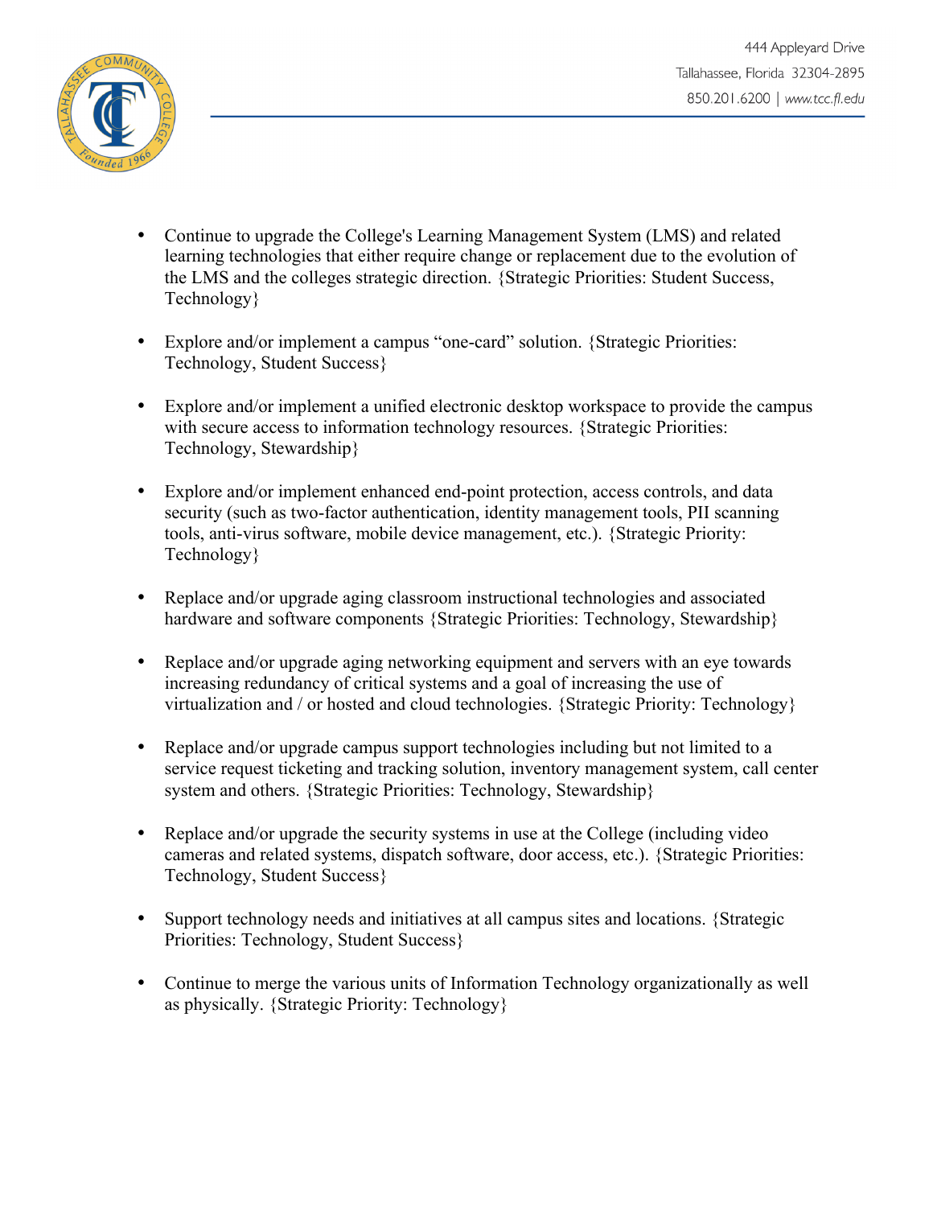- Continue to upgrade the College's Learning Management System (LMS) and related learning technologies that either require change or replacement due to the evolution of the LMS and the colleges strategic direction. {Strategic Priorities: Student Success, Technology}

- Explore and/or implement a campus "one-card" solution. {Strategic Priorities: Technology, Student Success}

- Explore and/or implement a unified electronic desktop workspace to provide the campus with secure access to information technology resources. {Strategic Priorities: Technology, Stewardship}

- Explore and/or implement enhanced end-point protection, access controls, and data security (such as two-factor authentication, identity management tools, PII scanning tools, anti-virus software, mobile device management, etc.). {Strategic Priority: Technology}

- Replace and/or upgrade aging classroom instructional technologies and associated hardware and software components {Strategic Priorities: Technology, Stewardship}

- Replace and/or upgrade aging networking equipment and servers with an eye towards increasing redundancy of critical systems and a goal of increasing the use of virtualization and / or hosted and cloud technologies. {Strategic Priority: Technology}

- Replace and/or upgrade campus support technologies including but not limited to a service request ticketing and tracking solution, inventory management system, call center system and others. {Strategic Priorities: Technology, Stewardship}

- Replace and/or upgrade the security systems in use at the College (including video cameras and related systems, dispatch software, door access, etc.). {Strategic Priorities: Technology, Student Success}

- Support technology needs and initiatives at all campus sites and locations. {Strategic Priorities: Technology, Student Success}

- Continue to merge the various units of Information Technology organizationally as well as physically. {Strategic Priority: Technology}